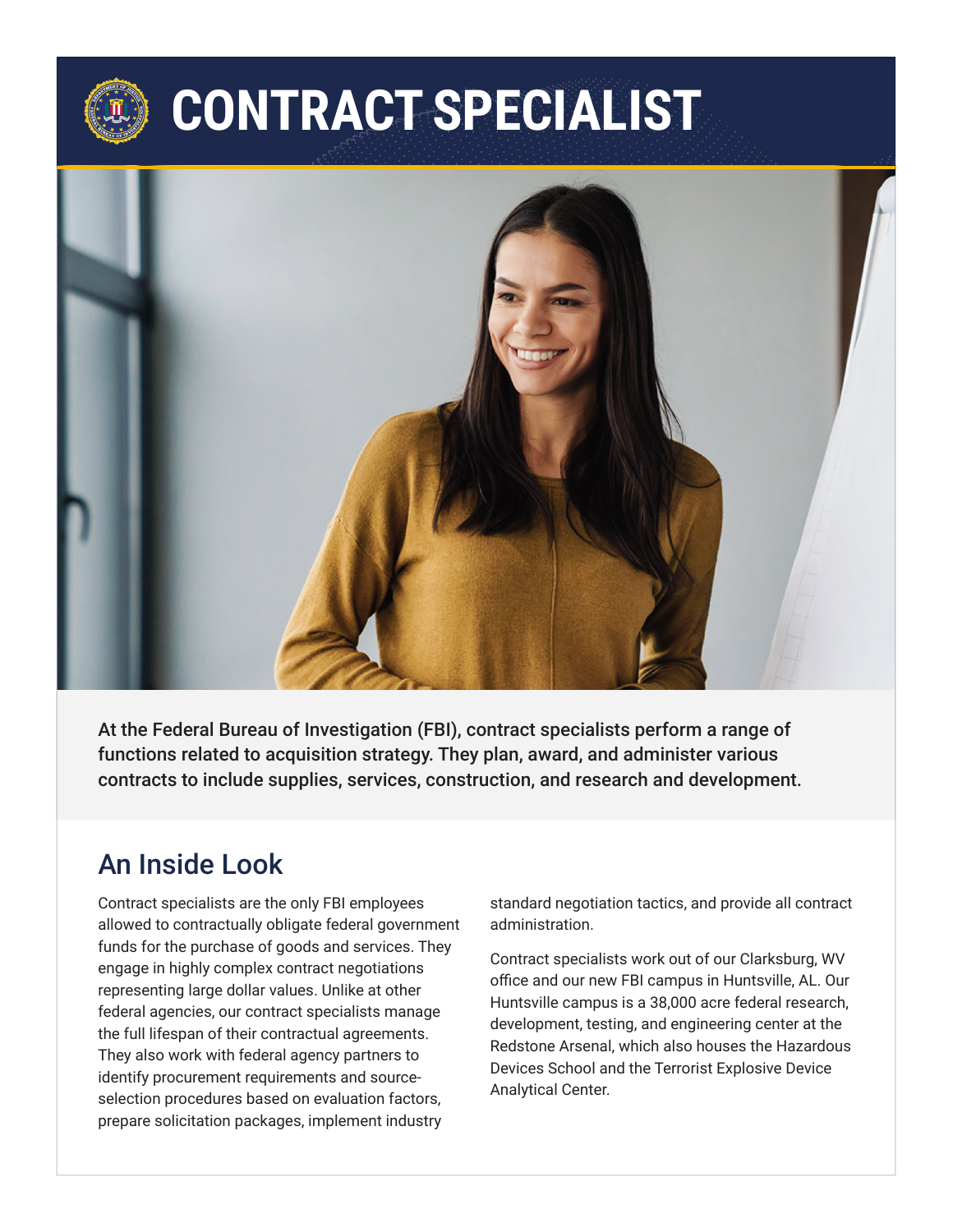# CONTRACT SPECIALIST

**At the Federal Bureau of Investigation (FBI), contract specialists perform a range of functions related to acquisition strategy. They plan, award, and administer various contracts to include supplies, services, construction, and research and development.**

## An Inside Look

Contract specialists are the only FBI employees allowed to contractually obligate federal government funds for the purchase of goods and services. They engage in highly complex contract negotiations representing large dollar values. Unlike at other federal agencies, our contract specialists manage the full lifespan of their contractual agreements. They also work with federal agency partners to identify procurement requirements and source-selection procedures based on evaluation factors, prepare solicitation packages, implement industry standard negotiation tactics, and provide all contract administration.

Contract specialists work out of our Clarksburg, WV office and our new FBI campus in Huntsville, AL. Our Huntsville campus is a 38,000 acre federal research, development, testing, and engineering center at the Redstone Arsenal, which also houses the Hazardous Devices School and the Terrorist Explosive Device Analytical Center.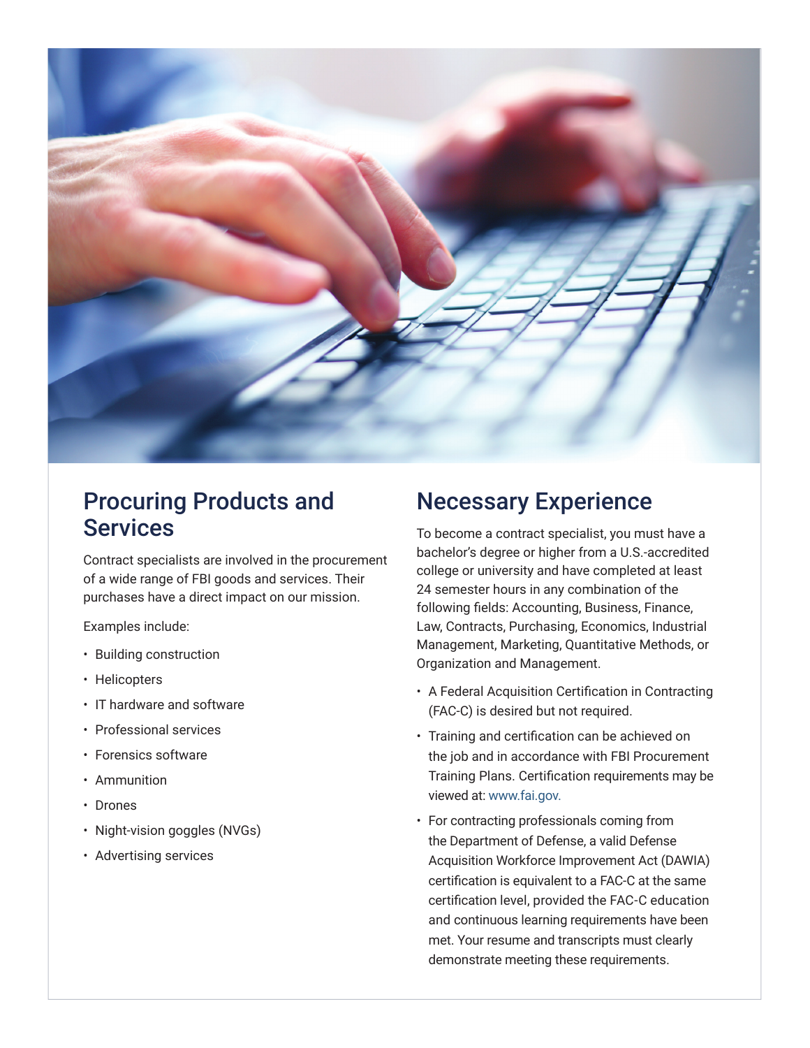## Procuring Products and Services

Contract specialists are involved in the procurement of a wide range of FBI goods and services. Their purchases have a direct impact on our mission.

Examples include:

- Building construction
- Helicopters
- IT hardware and software
- Professional services
- Forensics software
- Ammunition
- Drones
- Night-vision goggles (NVGs)
- Advertising services

## Necessary Experience

To become a contract specialist, you must have a bachelor's degree or higher from a U.S.-accredited college or university and have completed at least 24 semester hours in any combination of the following fields: Accounting, Business, Finance, Law, Contracts, Purchasing, Economics, Industrial Management, Marketing, Quantitative Methods, or Organization and Management.

- A Federal Acquisition Certification in Contracting (FAC-C) is desired but not required.
- Training and certification can be achieved on the job and in accordance with FBI Procurement Training Plans. Certification requirements may be viewed at: www.fai.gov.
- For contracting professionals coming from the Department of Defense, a valid Defense Acquisition Workforce Improvement Act (DAWIA) certification is equivalent to a FAC-C at the same certification level, provided the FAC-C education and continuous learning requirements have been met. Your resume and transcripts must clearly demonstrate meeting these requirements.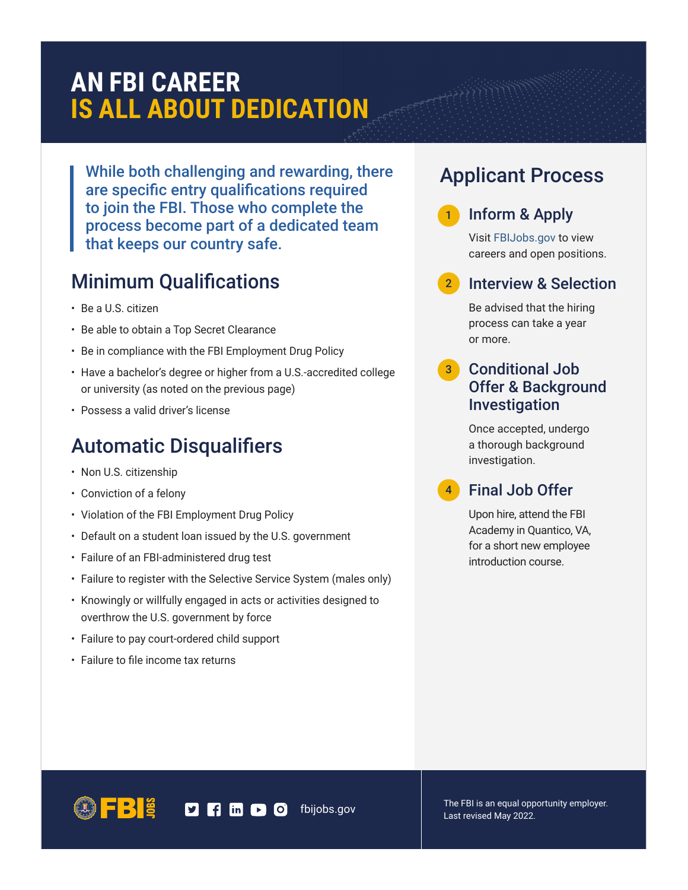# AN FBI CAREER IS ALL ABOUT DEDICATION

While both challenging and rewarding, there are specific entry qualifications required to join the FBI. Those who complete the process become part of a dedicated team that keeps our country safe.

## Minimum Qualifications

- Be a U.S. citizen
- Be able to obtain a Top Secret Clearance
- Be in compliance with the FBI Employment Drug Policy
- Have a bachelor's degree or higher from a U.S.-accredited college or university (as noted on the previous page)
- Possess a valid driver's license

## Automatic Disqualifiers

- Non U.S. citizenship
- Conviction of a felony
- Violation of the FBI Employment Drug Policy
- Default on a student loan issued by the U.S. government
- Failure of an FBI-administered drug test
- Failure to register with the Selective Service System (males only)
- Knowingly or willfully engaged in acts or activities designed to overthrow the U.S. government by force
- Failure to pay court-ordered child support
- Failure to file income tax returns

## Applicant Process

### 1 Inform & Apply

Visit FBIJobs.gov to view careers and open positions.

### 2 Interview & Selection

Be advised that the hiring process can take a year or more.

### 3 Conditional Job Offer & Background Investigation

Once accepted, undergo a thorough background investigation.

### 4 Final Job Offer

Upon hire, attend the FBI Academy in Quantico, VA, for a short new employee introduction course.

FBI JOBS fbijobs.gov

The FBI is an equal opportunity employer.
Last revised May 2022.